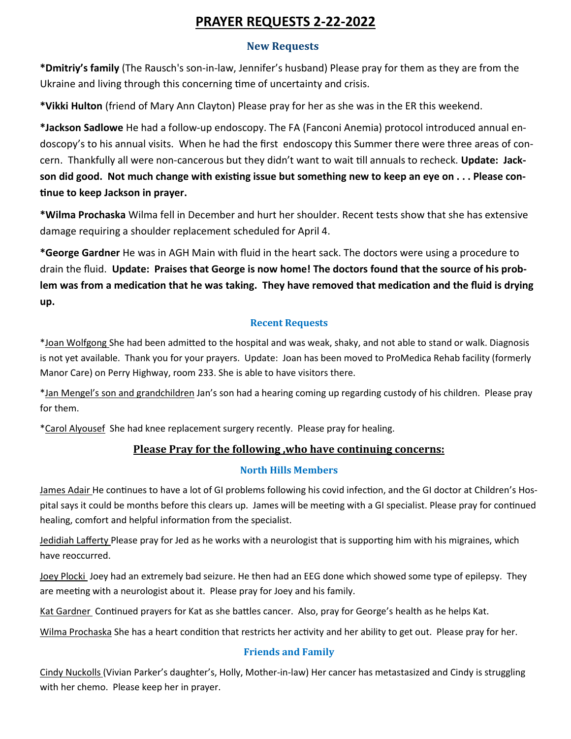# PRAYER REQUESTS 2-22-2022

## New Requests

***Dmitriy's family** (The Rausch's son-in-law, Jennifer's husband) Please pray for them as they are from the Ukraine and living through this concerning time of uncertainty and crisis.

***Vikki Hulton** (friend of Mary Ann Clayton) Please pray for her as she was in the ER this weekend.

***Jackson Sadlowe** He had a follow-up endoscopy. The FA (Fanconi Anemia) protocol introduced annual endoscopy's to his annual visits. When he had the first endoscopy this Summer there were three areas of concern. Thankfully all were non-cancerous but they didn't want to wait till annuals to recheck. **Update: Jackson did good. Not much change with existing issue but something new to keep an eye on . . . Please continue to keep Jackson in prayer.**

***Wilma Prochaska** Wilma fell in December and hurt her shoulder. Recent tests show that she has extensive damage requiring a shoulder replacement scheduled for April 4.

***George Gardner** He was in AGH Main with fluid in the heart sack. The doctors were using a procedure to drain the fluid. **Update: Praises that George is now home! The doctors found that the source of his problem was from a medication that he was taking. They have removed that medication and the fluid is drying up.**

## Recent Requests

*Joan Wolfgong She had been admitted to the hospital and was weak, shaky, and not able to stand or walk. Diagnosis is not yet available. Thank you for your prayers. Update: Joan has been moved to ProMedica Rehab facility (formerly Manor Care) on Perry Highway, room 233. She is able to have visitors there.

*Jan Mengel's son and grandchildren Jan's son had a hearing coming up regarding custody of his children. Please pray for them.

*Carol Alyousef She had knee replacement surgery recently. Please pray for healing.

## Please Pray for the following ,who have continuing concerns:

### North Hills Members

James Adair He continues to have a lot of GI problems following his covid infection, and the GI doctor at Children's Hospital says it could be months before this clears up. James will be meeting with a GI specialist. Please pray for continued healing, comfort and helpful information from the specialist.

Jedidiah Lafferty Please pray for Jed as he works with a neurologist that is supporting him with his migraines, which have reoccurred.

Joey Plocki Joey had an extremely bad seizure. He then had an EEG done which showed some type of epilepsy. They are meeting with a neurologist about it. Please pray for Joey and his family.

Kat Gardner Continued prayers for Kat as she battles cancer. Also, pray for George's health as he helps Kat.

Wilma Prochaska She has a heart condition that restricts her activity and her ability to get out. Please pray for her.

### Friends and Family

Cindy Nuckolls (Vivian Parker's daughter's, Holly, Mother-in-law) Her cancer has metastasized and Cindy is struggling with her chemo. Please keep her in prayer.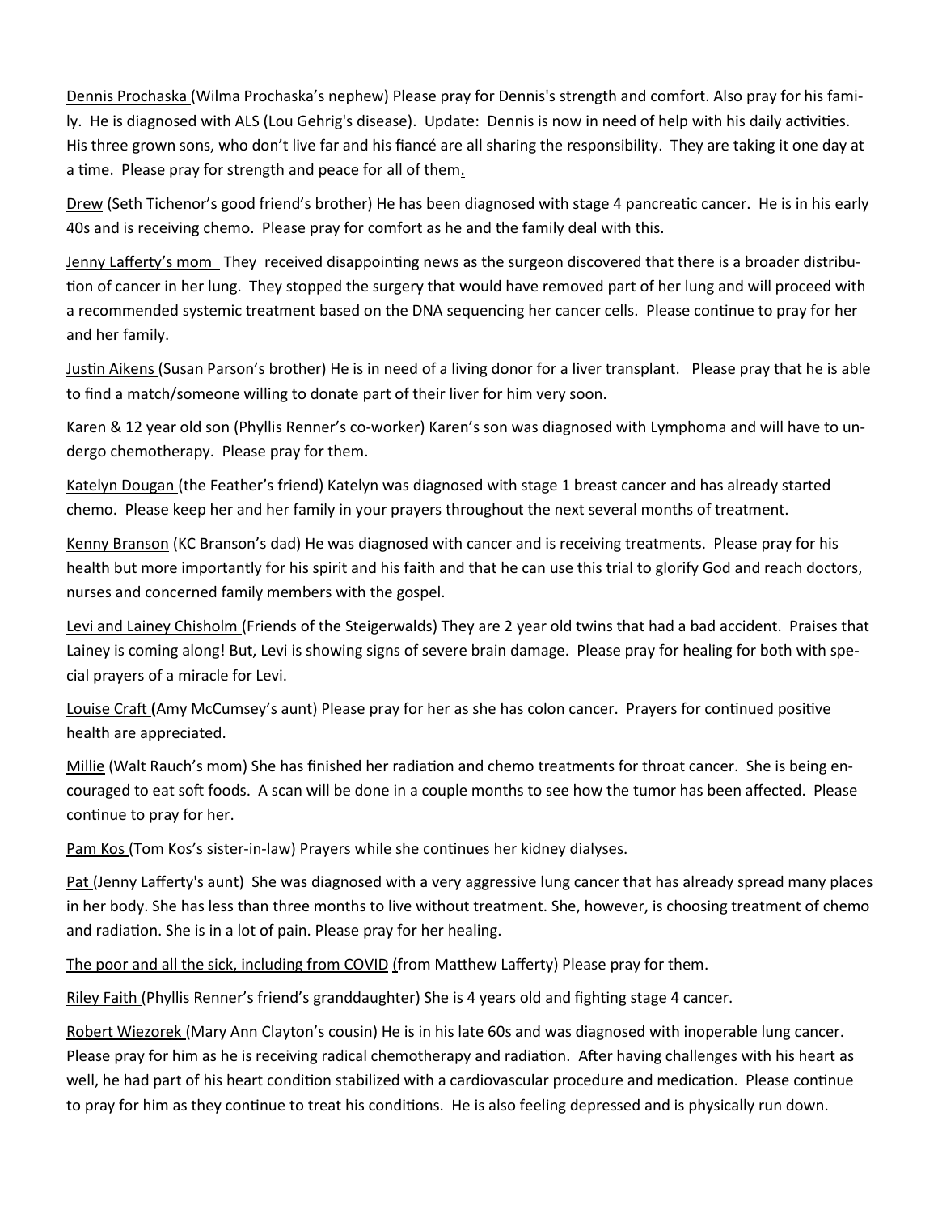Dennis Prochaska (Wilma Prochaska's nephew) Please pray for Dennis's strength and comfort. Also pray for his family. He is diagnosed with ALS (Lou Gehrig's disease). Update: Dennis is now in need of help with his daily activities. His three grown sons, who don't live far and his fiancé are all sharing the responsibility. They are taking it one day at a time. Please pray for strength and peace for all of them.

Drew (Seth Tichenor's good friend's brother) He has been diagnosed with stage 4 pancreatic cancer. He is in his early 40s and is receiving chemo. Please pray for comfort as he and the family deal with this.

Jenny Lafferty's mom They received disappointing news as the surgeon discovered that there is a broader distribution of cancer in her lung. They stopped the surgery that would have removed part of her lung and will proceed with a recommended systemic treatment based on the DNA sequencing her cancer cells. Please continue to pray for her and her family.

Justin Aikens (Susan Parson's brother) He is in need of a living donor for a liver transplant. Please pray that he is able to find a match/someone willing to donate part of their liver for him very soon.

Karen & 12 year old son (Phyllis Renner's co-worker) Karen's son was diagnosed with Lymphoma and will have to undergo chemotherapy. Please pray for them.

Katelyn Dougan (the Feather's friend) Katelyn was diagnosed with stage 1 breast cancer and has already started chemo. Please keep her and her family in your prayers throughout the next several months of treatment.

Kenny Branson (KC Branson's dad) He was diagnosed with cancer and is receiving treatments. Please pray for his health but more importantly for his spirit and his faith and that he can use this trial to glorify God and reach doctors, nurses and concerned family members with the gospel.

Levi and Lainey Chisholm (Friends of the Steigerwalds) They are 2 year old twins that had a bad accident. Praises that Lainey is coming along! But, Levi is showing signs of severe brain damage. Please pray for healing for both with special prayers of a miracle for Levi.

Louise Craft **(**Amy McCumsey's aunt) Please pray for her as she has colon cancer. Prayers for continued positive health are appreciated.

Millie (Walt Rauch's mom) She has finished her radiation and chemo treatments for throat cancer. She is being encouraged to eat soft foods. A scan will be done in a couple months to see how the tumor has been affected. Please continue to pray for her.

Pam Kos (Tom Kos's sister-in-law) Prayers while she continues her kidney dialyses.

Pat (Jenny Lafferty's aunt) She was diagnosed with a very aggressive lung cancer that has already spread many places in her body. She has less than three months to live without treatment. She, however, is choosing treatment of chemo and radiation. She is in a lot of pain. Please pray for her healing.

The poor and all the sick, including from COVID (from Matthew Lafferty) Please pray for them.

Riley Faith (Phyllis Renner's friend's granddaughter) She is 4 years old and fighting stage 4 cancer.

Robert Wiezorek (Mary Ann Clayton's cousin) He is in his late 60s and was diagnosed with inoperable lung cancer. Please pray for him as he is receiving radical chemotherapy and radiation. After having challenges with his heart as well, he had part of his heart condition stabilized with a cardiovascular procedure and medication. Please continue to pray for him as they continue to treat his conditions. He is also feeling depressed and is physically run down.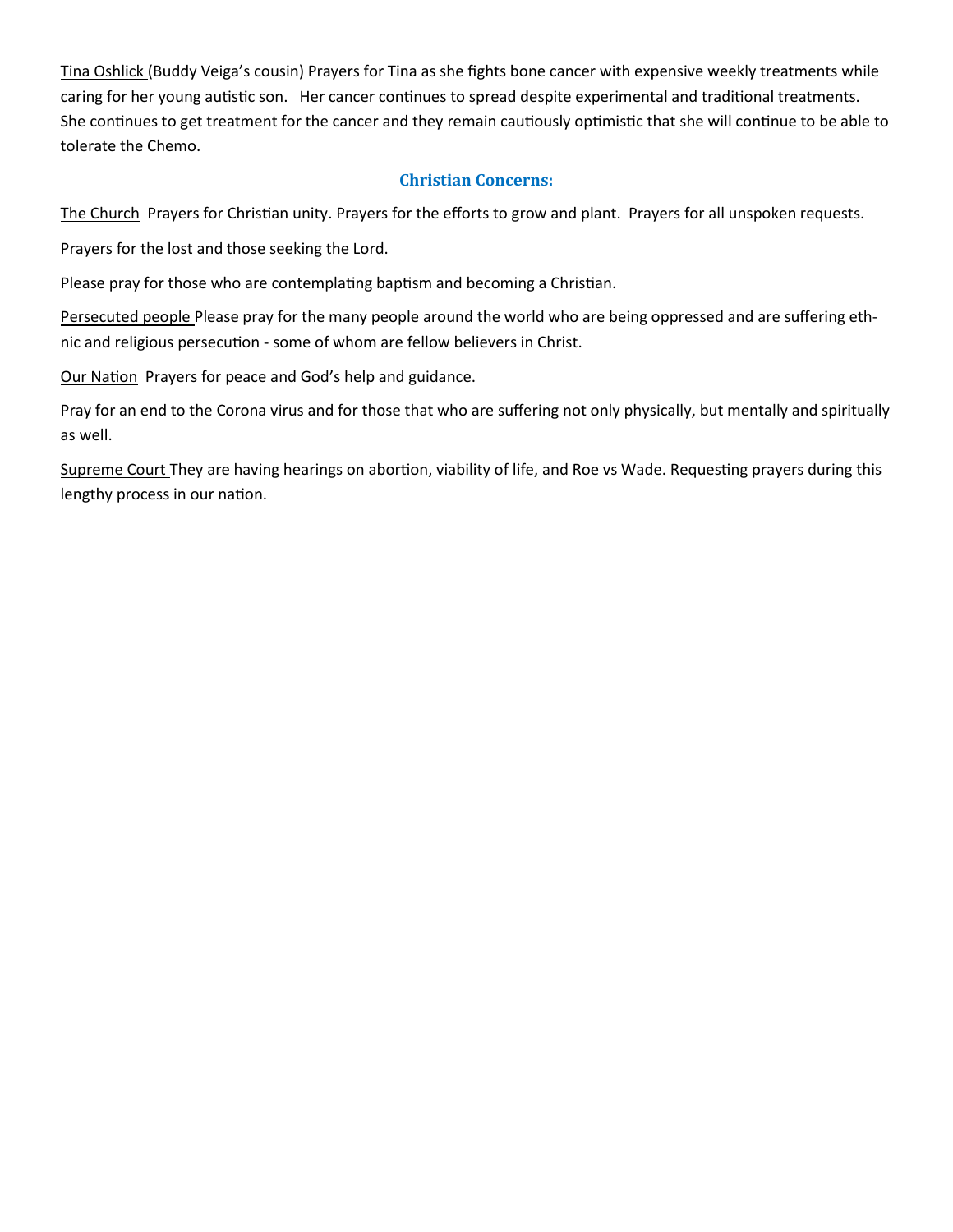<u>Tina Oshlick</u> (Buddy Veiga's cousin) Prayers for Tina as she fights bone cancer with expensive weekly treatments while caring for her young autistic son. Her cancer continues to spread despite experimental and traditional treatments. She continues to get treatment for the cancer and they remain cautiously optimistic that she will continue to be able to tolerate the Chemo.

## Christian Concerns:

<u>The Church</u> Prayers for Christian unity. Prayers for the efforts to grow and plant. Prayers for all unspoken requests.

Prayers for the lost and those seeking the Lord.

Please pray for those who are contemplating baptism and becoming a Christian.

<u>Persecuted people</u> Please pray for the many people around the world who are being oppressed and are suffering ethnic and religious persecution - some of whom are fellow believers in Christ.

<u>Our Nation</u> Prayers for peace and God's help and guidance.

Pray for an end to the Corona virus and for those that who are suffering not only physically, but mentally and spiritually as well.

<u>Supreme Court</u> They are having hearings on abortion, viability of life, and Roe vs Wade. Requesting prayers during this lengthy process in our nation.